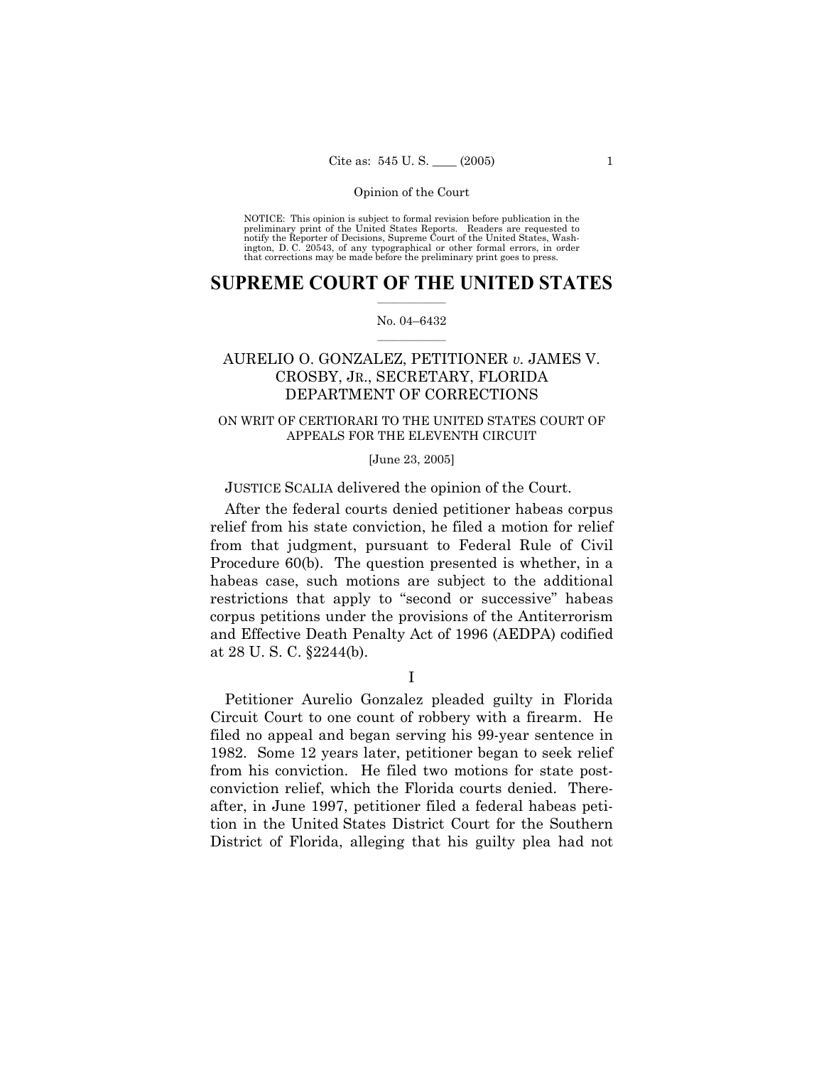NOTICE: This opinion is subject to formal revision before publication in the preliminary print of the United States Reports. Readers are requested to notify the Reporter of Decisions, Supreme Court of the United States, Washington, D. C. 20543, of any typographical or other formal errors, in order that corrections may be made before the preliminary print goes to press.

# SUPREME COURT OF THE UNITED STATES

No. 04–6432

## AURELIO O. GONZALEZ, PETITIONER *v.* JAMES V. CROSBY, JR., SECRETARY, FLORIDA DEPARTMENT OF CORRECTIONS

ON WRIT OF CERTIORARI TO THE UNITED STATES COURT OF APPEALS FOR THE ELEVENTH CIRCUIT

[June 23, 2005]

JUSTICE SCALIA delivered the opinion of the Court.

After the federal courts denied petitioner habeas corpus relief from his state conviction, he filed a motion for relief from that judgment, pursuant to Federal Rule of Civil Procedure 60(b). The question presented is whether, in a habeas case, such motions are subject to the additional restrictions that apply to "second or successive" habeas corpus petitions under the provisions of the Antiterrorism and Effective Death Penalty Act of 1996 (AEDPA) codified at 28 U. S. C. §2244(b).

I

Petitioner Aurelio Gonzalez pleaded guilty in Florida Circuit Court to one count of robbery with a firearm. He filed no appeal and began serving his 99-year sentence in 1982. Some 12 years later, petitioner began to seek relief from his conviction. He filed two motions for state post-conviction relief, which the Florida courts denied. Thereafter, in June 1997, petitioner filed a federal habeas petition in the United States District Court for the Southern District of Florida, alleging that his guilty plea had not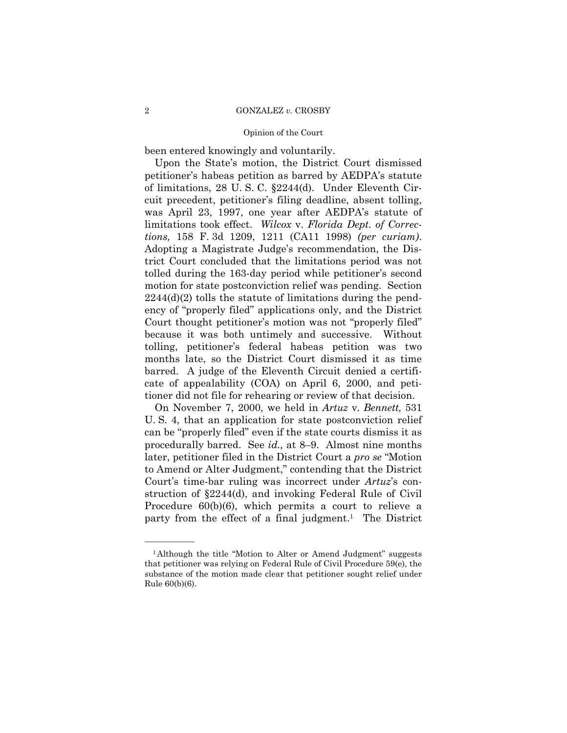been entered knowingly and voluntarily.

Upon the State's motion, the District Court dismissed petitioner's habeas petition as barred by AEDPA's statute of limitations, 28 U. S. C. §2244(d). Under Eleventh Circuit precedent, petitioner's filing deadline, absent tolling, was April 23, 1997, one year after AEDPA's statute of limitations took effect. *Wilcox* v. *Florida Dept. of Corrections,* 158 F. 3d 1209, 1211 (CA11 1998) *(per curiam).* Adopting a Magistrate Judge's recommendation, the District Court concluded that the limitations period was not tolled during the 163-day period while petitioner's second motion for state postconviction relief was pending. Section 2244(d)(2) tolls the statute of limitations during the pendency of "properly filed" applications only, and the District Court thought petitioner's motion was not "properly filed" because it was both untimely and successive. Without tolling, petitioner's federal habeas petition was two months late, so the District Court dismissed it as time barred. A judge of the Eleventh Circuit denied a certificate of appealability (COA) on April 6, 2000, and petitioner did not file for rehearing or review of that decision.

On November 7, 2000, we held in *Artuz* v. *Bennett,* 531 U. S. 4, that an application for state postconviction relief can be "properly filed" even if the state courts dismiss it as procedurally barred. See *id.,* at 8–9. Almost nine months later, petitioner filed in the District Court a *pro se* "Motion to Amend or Alter Judgment," contending that the District Court's time-bar ruling was incorrect under *Artuz*'s construction of §2244(d), and invoking Federal Rule of Civil Procedure 60(b)(6), which permits a court to relieve a party from the effect of a final judgment.[1] The District

[1] Although the title "Motion to Alter or Amend Judgment" suggests that petitioner was relying on Federal Rule of Civil Procedure 59(e), the substance of the motion made clear that petitioner sought relief under Rule 60(b)(6).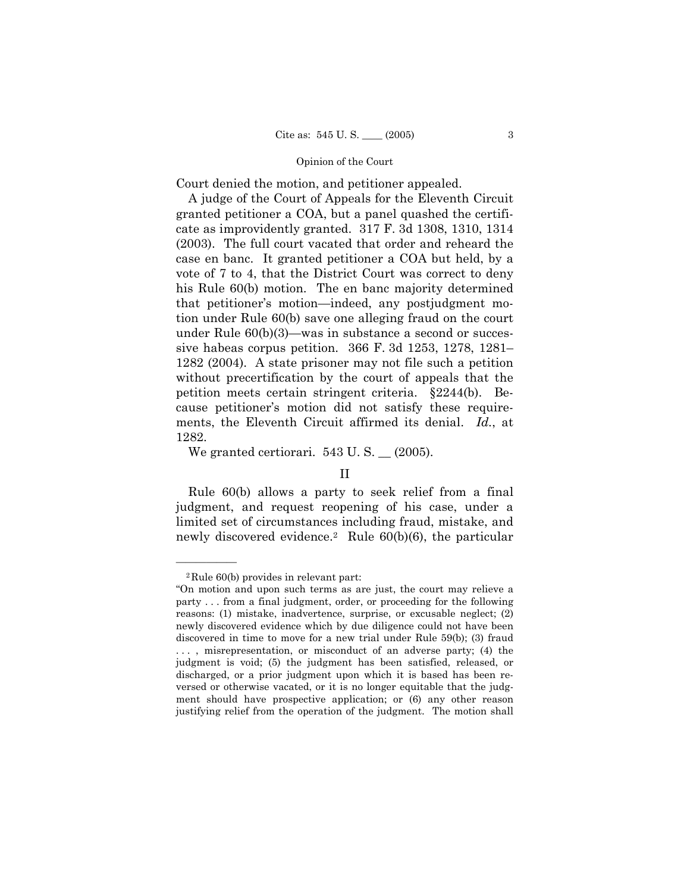Court denied the motion, and petitioner appealed.

A judge of the Court of Appeals for the Eleventh Circuit granted petitioner a COA, but a panel quashed the certificate as improvidently granted. 317 F. 3d 1308, 1310, 1314 (2003). The full court vacated that order and reheard the case en banc. It granted petitioner a COA but held, by a vote of 7 to 4, that the District Court was correct to deny his Rule 60(b) motion. The en banc majority determined that petitioner's motion—indeed, any postjudgment motion under Rule 60(b) save one alleging fraud on the court under Rule 60(b)(3)—was in substance a second or successive habeas corpus petition. 366 F. 3d 1253, 1278, 1281–1282 (2004). A state prisoner may not file such a petition without precertification by the court of appeals that the petition meets certain stringent criteria. §2244(b). Because petitioner's motion did not satisfy these requirements, the Eleventh Circuit affirmed its denial. *Id.*, at 1282.

We granted certiorari. 543 U. S. __ (2005).

## II

Rule 60(b) allows a party to seek relief from a final judgment, and request reopening of his case, under a limited set of circumstances including fraud, mistake, and newly discovered evidence.[2] Rule 60(b)(6), the particular

---

[2] Rule 60(b) provides in relevant part:

"On motion and upon such terms as are just, the court may relieve a party . . . from a final judgment, order, or proceeding for the following reasons: (1) mistake, inadvertence, surprise, or excusable neglect; (2) newly discovered evidence which by due diligence could not have been discovered in time to move for a new trial under Rule 59(b); (3) fraud . . . , misrepresentation, or misconduct of an adverse party; (4) the judgment is void; (5) the judgment has been satisfied, released, or discharged, or a prior judgment upon which it is based has been reversed or otherwise vacated, or it is no longer equitable that the judgment should have prospective application; or (6) any other reason justifying relief from the operation of the judgment. The motion shall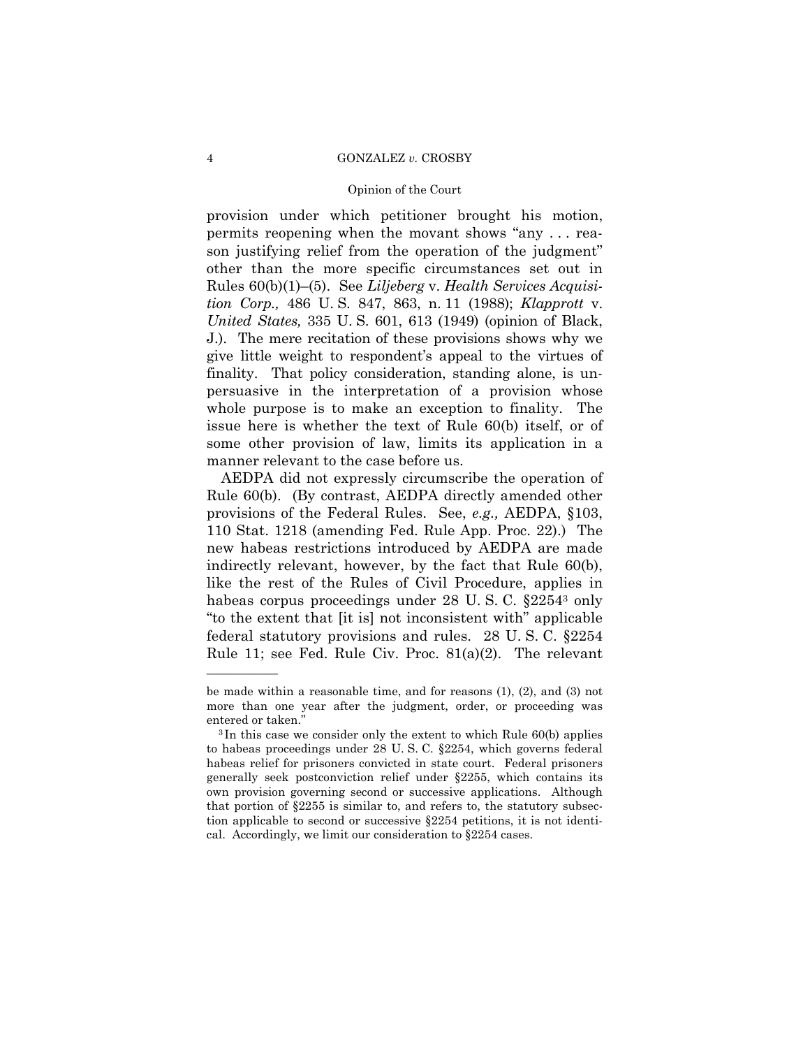provision under which petitioner brought his motion, permits reopening when the movant shows "any . . . reason justifying relief from the operation of the judgment" other than the more specific circumstances set out in Rules 60(b)(1)–(5). See *Liljeberg* v. *Health Services Acquisition Corp.,* 486 U. S. 847, 863, n. 11 (1988); *Klapprott* v. *United States,* 335 U. S. 601, 613 (1949) (opinion of Black, J.). The mere recitation of these provisions shows why we give little weight to respondent's appeal to the virtues of finality. That policy consideration, standing alone, is unpersuasive in the interpretation of a provision whose whole purpose is to make an exception to finality. The issue here is whether the text of Rule 60(b) itself, or of some other provision of law, limits its application in a manner relevant to the case before us.

AEDPA did not expressly circumscribe the operation of Rule 60(b). (By contrast, AEDPA directly amended other provisions of the Federal Rules. See, *e.g.,* AEDPA, §103, 110 Stat. 1218 (amending Fed. Rule App. Proc. 22).) The new habeas restrictions introduced by AEDPA are made indirectly relevant, however, by the fact that Rule 60(b), like the rest of the Rules of Civil Procedure, applies in habeas corpus proceedings under 28 U. S. C. §2254[3] only "to the extent that [it is] not inconsistent with" applicable federal statutory provisions and rules. 28 U. S. C. §2254 Rule 11; see Fed. Rule Civ. Proc. 81(a)(2). The relevant

---

be made within a reasonable time, and for reasons (1), (2), and (3) not more than one year after the judgment, order, or proceeding was entered or taken."

[3] In this case we consider only the extent to which Rule 60(b) applies to habeas proceedings under 28 U. S. C. §2254, which governs federal habeas relief for prisoners convicted in state court. Federal prisoners generally seek postconviction relief under §2255, which contains its own provision governing second or successive applications. Although that portion of §2255 is similar to, and refers to, the statutory subsection applicable to second or successive §2254 petitions, it is not identical. Accordingly, we limit our consideration to §2254 cases.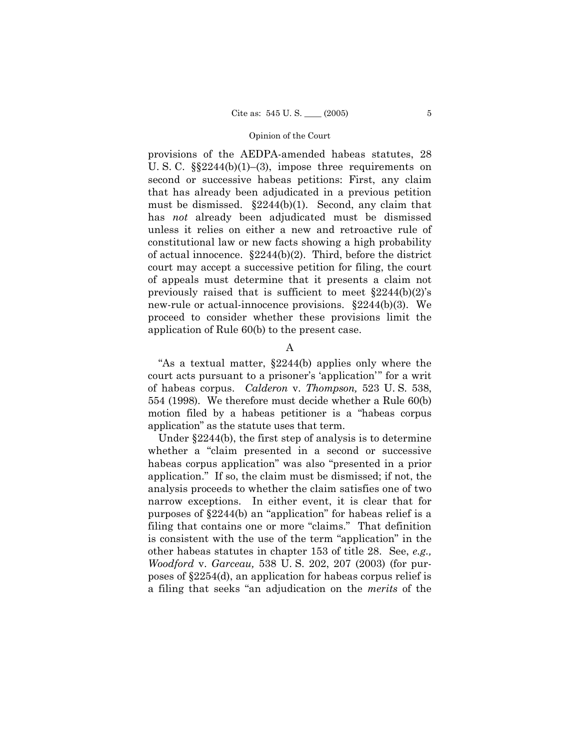provisions of the AEDPA-amended habeas statutes, 28 U. S. C. §§2244(b)(1)–(3), impose three requirements on second or successive habeas petitions: First, any claim that has already been adjudicated in a previous petition must be dismissed. §2244(b)(1). Second, any claim that has *not* already been adjudicated must be dismissed unless it relies on either a new and retroactive rule of constitutional law or new facts showing a high probability of actual innocence. §2244(b)(2). Third, before the district court may accept a successive petition for filing, the court of appeals must determine that it presents a claim not previously raised that is sufficient to meet §2244(b)(2)'s new-rule or actual-innocence provisions. §2244(b)(3). We proceed to consider whether these provisions limit the application of Rule 60(b) to the present case.

## A

"As a textual matter, §2244(b) applies only where the court acts pursuant to a prisoner's 'application'" for a writ of habeas corpus. *Calderon* v. *Thompson,* 523 U. S. 538, 554 (1998). We therefore must decide whether a Rule 60(b) motion filed by a habeas petitioner is a "habeas corpus application" as the statute uses that term.

Under §2244(b), the first step of analysis is to determine whether a "claim presented in a second or successive habeas corpus application" was also "presented in a prior application." If so, the claim must be dismissed; if not, the analysis proceeds to whether the claim satisfies one of two narrow exceptions. In either event, it is clear that for purposes of §2244(b) an "application" for habeas relief is a filing that contains one or more "claims." That definition is consistent with the use of the term "application" in the other habeas statutes in chapter 153 of title 28. See, *e.g., Woodford* v. *Garceau,* 538 U. S. 202, 207 (2003) (for purposes of §2254(d), an application for habeas corpus relief is a filing that seeks "an adjudication on the *merits* of the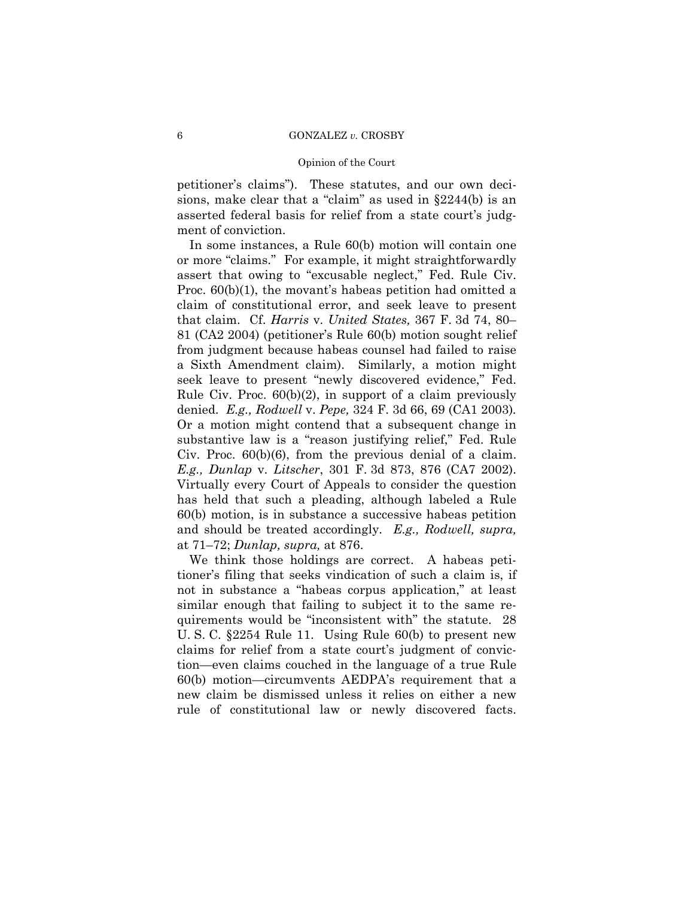petitioner's claims"). These statutes, and our own decisions, make clear that a "claim" as used in §2244(b) is an asserted federal basis for relief from a state court's judgment of conviction.

In some instances, a Rule 60(b) motion will contain one or more "claims." For example, it might straightforwardly assert that owing to "excusable neglect," Fed. Rule Civ. Proc. 60(b)(1), the movant's habeas petition had omitted a claim of constitutional error, and seek leave to present that claim. Cf. *Harris* v. *United States,* 367 F. 3d 74, 80–81 (CA2 2004) (petitioner's Rule 60(b) motion sought relief from judgment because habeas counsel had failed to raise a Sixth Amendment claim). Similarly, a motion might seek leave to present "newly discovered evidence," Fed. Rule Civ. Proc. 60(b)(2), in support of a claim previously denied. *E.g., Rodwell* v. *Pepe,* 324 F. 3d 66, 69 (CA1 2003). Or a motion might contend that a subsequent change in substantive law is a "reason justifying relief," Fed. Rule Civ. Proc. 60(b)(6), from the previous denial of a claim. *E.g., Dunlap* v. *Litscher*, 301 F. 3d 873, 876 (CA7 2002). Virtually every Court of Appeals to consider the question has held that such a pleading, although labeled a Rule 60(b) motion, is in substance a successive habeas petition and should be treated accordingly. *E.g., Rodwell, supra,* at 71–72; *Dunlap, supra,* at 876.

We think those holdings are correct. A habeas petitioner's filing that seeks vindication of such a claim is, if not in substance a "habeas corpus application," at least similar enough that failing to subject it to the same requirements would be "inconsistent with" the statute. 28 U. S. C. §2254 Rule 11. Using Rule 60(b) to present new claims for relief from a state court's judgment of conviction—even claims couched in the language of a true Rule 60(b) motion—circumvents AEDPA's requirement that a new claim be dismissed unless it relies on either a new rule of constitutional law or newly discovered facts.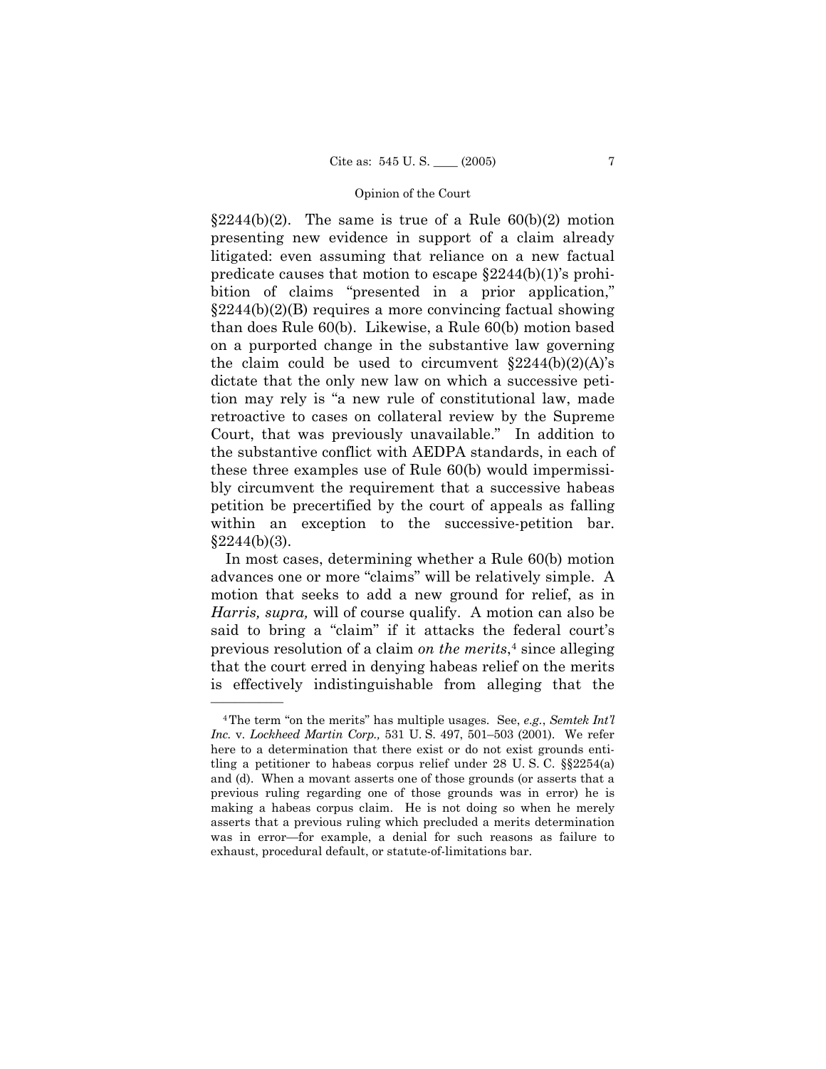§2244(b)(2). The same is true of a Rule 60(b)(2) motion presenting new evidence in support of a claim already litigated: even assuming that reliance on a new factual predicate causes that motion to escape §2244(b)(1)'s prohibition of claims "presented in a prior application," §2244(b)(2)(B) requires a more convincing factual showing than does Rule 60(b). Likewise, a Rule 60(b) motion based on a purported change in the substantive law governing the claim could be used to circumvent §2244(b)(2)(A)'s dictate that the only new law on which a successive petition may rely is "a new rule of constitutional law, made retroactive to cases on collateral review by the Supreme Court, that was previously unavailable." In addition to the substantive conflict with AEDPA standards, in each of these three examples use of Rule 60(b) would impermissibly circumvent the requirement that a successive habeas petition be precertified by the court of appeals as falling within an exception to the successive-petition bar. §2244(b)(3).

In most cases, determining whether a Rule 60(b) motion advances one or more "claims" will be relatively simple. A motion that seeks to add a new ground for relief, as in *Harris, supra,* will of course qualify. A motion can also be said to bring a "claim" if it attacks the federal court's previous resolution of a claim *on the merits*,[4] since alleging that the court erred in denying habeas relief on the merits is effectively indistinguishable from alleging that the

---

[4] The term "on the merits" has multiple usages. See, *e.g.*, *Semtek Int'l Inc.* v. *Lockheed Martin Corp.,* 531 U. S. 497, 501–503 (2001). We refer here to a determination that there exist or do not exist grounds entitling a petitioner to habeas corpus relief under 28 U. S. C. §§2254(a) and (d). When a movant asserts one of those grounds (or asserts that a previous ruling regarding one of those grounds was in error) he is making a habeas corpus claim. He is not doing so when he merely asserts that a previous ruling which precluded a merits determination was in error—for example, a denial for such reasons as failure to exhaust, procedural default, or statute-of-limitations bar.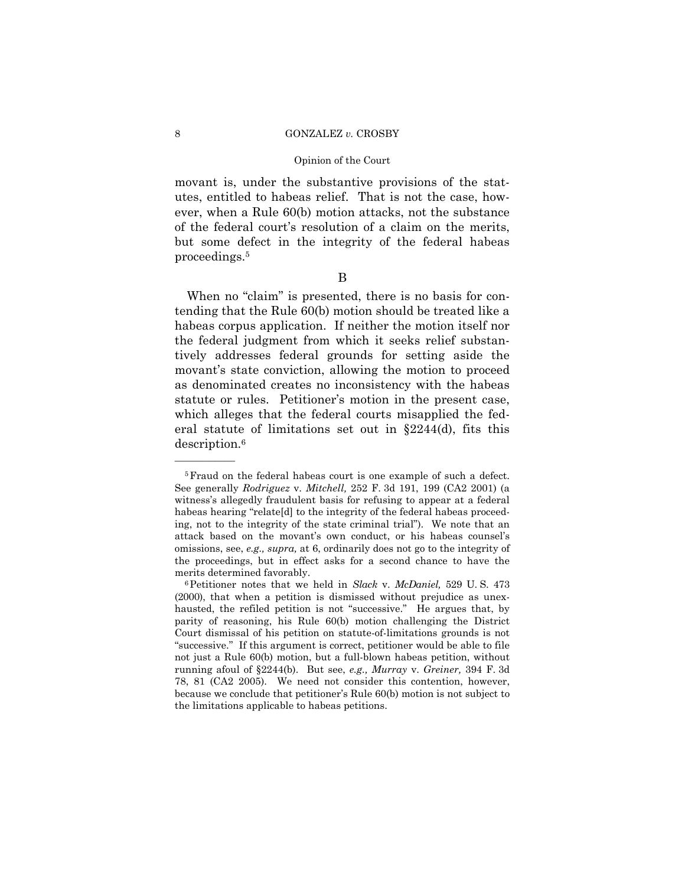movant is, under the substantive provisions of the statutes, entitled to habeas relief. That is not the case, however, when a Rule 60(b) motion attacks, not the substance of the federal court's resolution of a claim on the merits, but some defect in the integrity of the federal habeas proceedings.[5]

B

When no "claim" is presented, there is no basis for contending that the Rule 60(b) motion should be treated like a habeas corpus application. If neither the motion itself nor the federal judgment from which it seeks relief substantively addresses federal grounds for setting aside the movant's state conviction, allowing the motion to proceed as denominated creates no inconsistency with the habeas statute or rules. Petitioner's motion in the present case, which alleges that the federal courts misapplied the federal statute of limitations set out in §2244(d), fits this description.[6]

---

[5] Fraud on the federal habeas court is one example of such a defect. See generally *Rodriguez* v. *Mitchell,* 252 F. 3d 191, 199 (CA2 2001) (a witness's allegedly fraudulent basis for refusing to appear at a federal habeas hearing "relate[d] to the integrity of the federal habeas proceeding, not to the integrity of the state criminal trial"). We note that an attack based on the movant's own conduct, or his habeas counsel's omissions, see, *e.g., supra,* at 6, ordinarily does not go to the integrity of the proceedings, but in effect asks for a second chance to have the merits determined favorably.

[6] Petitioner notes that we held in *Slack* v. *McDaniel,* 529 U. S. 473 (2000), that when a petition is dismissed without prejudice as unexhausted, the refiled petition is not "successive." He argues that, by parity of reasoning, his Rule 60(b) motion challenging the District Court dismissal of his petition on statute-of-limitations grounds is not "successive." If this argument is correct, petitioner would be able to file not just a Rule 60(b) motion, but a full-blown habeas petition, without running afoul of §2244(b). But see, *e.g., Murray* v. *Greiner,* 394 F. 3d 78, 81 (CA2 2005). We need not consider this contention, however, because we conclude that petitioner's Rule 60(b) motion is not subject to the limitations applicable to habeas petitions.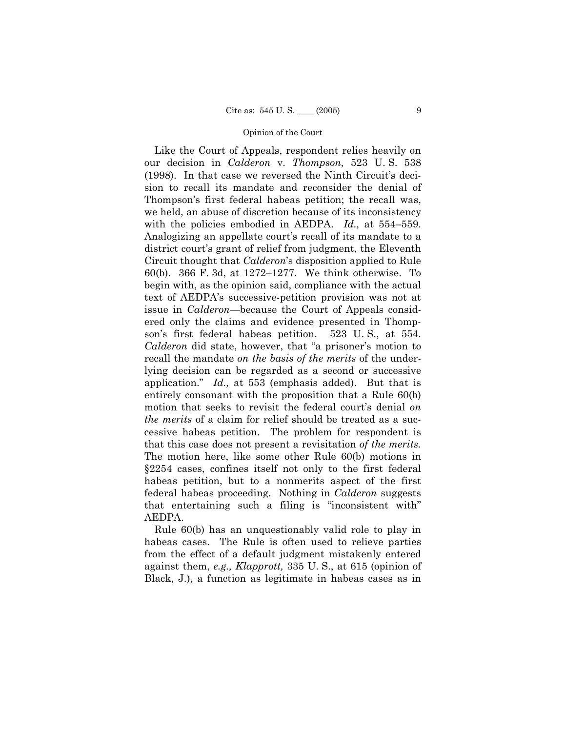Like the Court of Appeals, respondent relies heavily on our decision in *Calderon* v. *Thompson,* 523 U. S. 538 (1998). In that case we reversed the Ninth Circuit's decision to recall its mandate and reconsider the denial of Thompson's first federal habeas petition; the recall was, we held, an abuse of discretion because of its inconsistency with the policies embodied in AEDPA. *Id.,* at 554–559. Analogizing an appellate court's recall of its mandate to a district court's grant of relief from judgment, the Eleventh Circuit thought that *Calderon*'s disposition applied to Rule 60(b). 366 F. 3d, at 1272–1277. We think otherwise. To begin with, as the opinion said, compliance with the actual text of AEDPA's successive-petition provision was not at issue in *Calderon*—because the Court of Appeals considered only the claims and evidence presented in Thompson's first federal habeas petition. 523 U. S., at 554. *Calderon* did state, however, that "a prisoner's motion to recall the mandate *on the basis of the merits* of the underlying decision can be regarded as a second or successive application." *Id.,* at 553 (emphasis added). But that is entirely consonant with the proposition that a Rule 60(b) motion that seeks to revisit the federal court's denial *on the merits* of a claim for relief should be treated as a successive habeas petition. The problem for respondent is that this case does not present a revisitation *of the merits.* The motion here, like some other Rule 60(b) motions in §2254 cases, confines itself not only to the first federal habeas petition, but to a nonmerits aspect of the first federal habeas proceeding. Nothing in *Calderon* suggests that entertaining such a filing is "inconsistent with" AEDPA.

Rule 60(b) has an unquestionably valid role to play in habeas cases. The Rule is often used to relieve parties from the effect of a default judgment mistakenly entered against them, *e.g., Klapprott,* 335 U. S., at 615 (opinion of Black, J.), a function as legitimate in habeas cases as in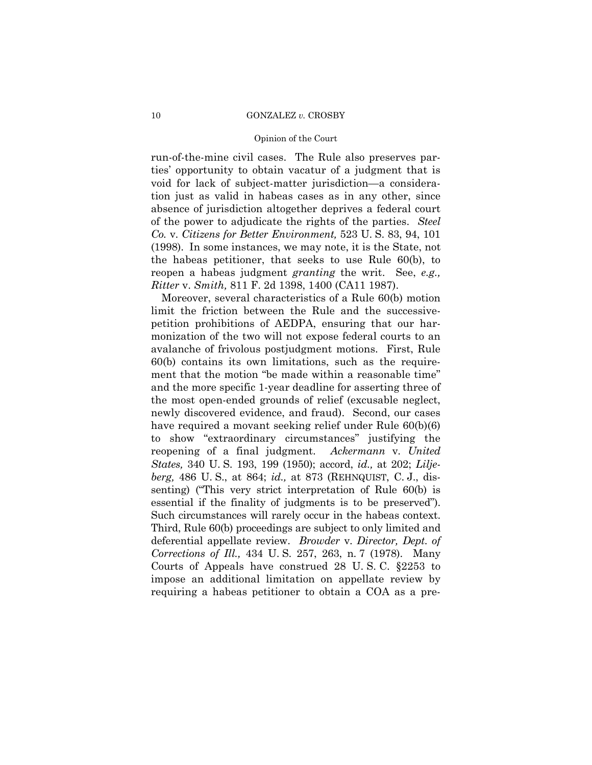run-of-the-mine civil cases. The Rule also preserves parties' opportunity to obtain vacatur of a judgment that is void for lack of subject-matter jurisdiction—a consideration just as valid in habeas cases as in any other, since absence of jurisdiction altogether deprives a federal court of the power to adjudicate the rights of the parties. *Steel Co.* v. *Citizens for Better Environment,* 523 U. S. 83, 94, 101 (1998). In some instances, we may note, it is the State, not the habeas petitioner, that seeks to use Rule 60(b), to reopen a habeas judgment *granting* the writ. See, *e.g., Ritter* v. *Smith,* 811 F. 2d 1398, 1400 (CA11 1987).

Moreover, several characteristics of a Rule 60(b) motion limit the friction between the Rule and the successive-petition prohibitions of AEDPA, ensuring that our harmonization of the two will not expose federal courts to an avalanche of frivolous postjudgment motions. First, Rule 60(b) contains its own limitations, such as the requirement that the motion "be made within a reasonable time" and the more specific 1-year deadline for asserting three of the most open-ended grounds of relief (excusable neglect, newly discovered evidence, and fraud). Second, our cases have required a movant seeking relief under Rule 60(b)(6) to show "extraordinary circumstances" justifying the reopening of a final judgment. *Ackermann* v. *United States,* 340 U. S. 193, 199 (1950); accord, *id.,* at 202; *Liljeberg,* 486 U. S., at 864; *id.,* at 873 (REHNQUIST, C. J., dissenting) ("This very strict interpretation of Rule 60(b) is essential if the finality of judgments is to be preserved"). Such circumstances will rarely occur in the habeas context. Third, Rule 60(b) proceedings are subject to only limited and deferential appellate review. *Browder* v. *Director, Dept. of Corrections of Ill.,* 434 U. S. 257, 263, n. 7 (1978). Many Courts of Appeals have construed 28 U. S. C. §2253 to impose an additional limitation on appellate review by requiring a habeas petitioner to obtain a COA as a pre-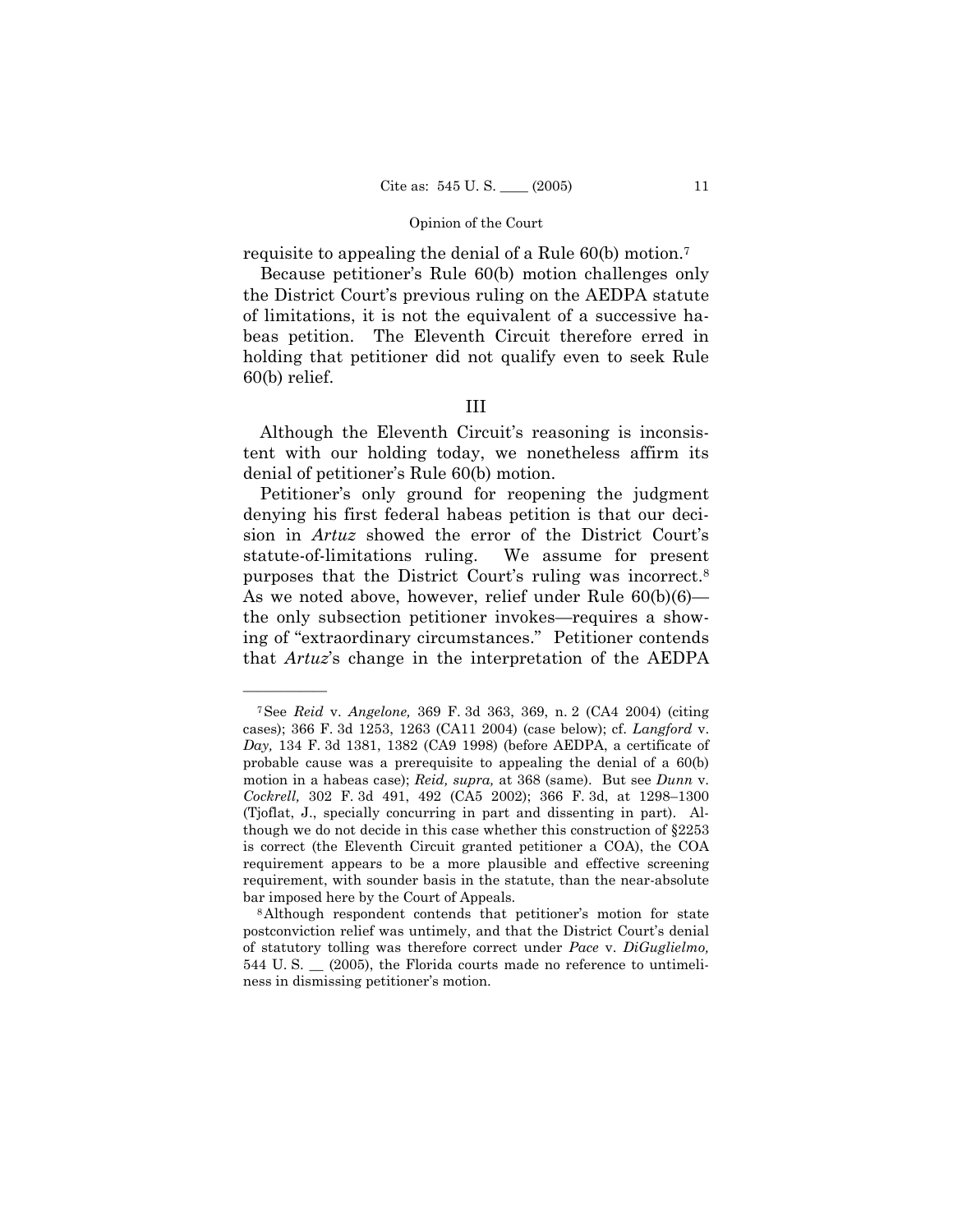requisite to appealing the denial of a Rule 60(b) motion.[7]

Because petitioner's Rule 60(b) motion challenges only the District Court's previous ruling on the AEDPA statute of limitations, it is not the equivalent of a successive habeas petition. The Eleventh Circuit therefore erred in holding that petitioner did not qualify even to seek Rule 60(b) relief.

## III

Although the Eleventh Circuit's reasoning is inconsistent with our holding today, we nonetheless affirm its denial of petitioner's Rule 60(b) motion.

Petitioner's only ground for reopening the judgment denying his first federal habeas petition is that our decision in *Artuz* showed the error of the District Court's statute-of-limitations ruling. We assume for present purposes that the District Court's ruling was incorrect.[8] As we noted above, however, relief under Rule 60(b)(6)—the only subsection petitioner invokes—requires a showing of "extraordinary circumstances." Petitioner contends that *Artuz*'s change in the interpretation of the AEDPA

---

[7] See *Reid* v. *Angelone,* 369 F. 3d 363, 369, n. 2 (CA4 2004) (citing cases); 366 F. 3d 1253, 1263 (CA11 2004) (case below); cf. *Langford* v. *Day,* 134 F. 3d 1381, 1382 (CA9 1998) (before AEDPA, a certificate of probable cause was a prerequisite to appealing the denial of a 60(b) motion in a habeas case); *Reid, supra,* at 368 (same). But see *Dunn* v. *Cockrell,* 302 F. 3d 491, 492 (CA5 2002); 366 F. 3d, at 1298–1300 (Tjoflat, J., specially concurring in part and dissenting in part). Although we do not decide in this case whether this construction of §2253 is correct (the Eleventh Circuit granted petitioner a COA), the COA requirement appears to be a more plausible and effective screening requirement, with sounder basis in the statute, than the near-absolute bar imposed here by the Court of Appeals.

[8] Although respondent contends that petitioner's motion for state postconviction relief was untimely, and that the District Court's denial of statutory tolling was therefore correct under *Pace* v. *DiGuglielmo,* 544 U. S. __ (2005), the Florida courts made no reference to untimeliness in dismissing petitioner's motion.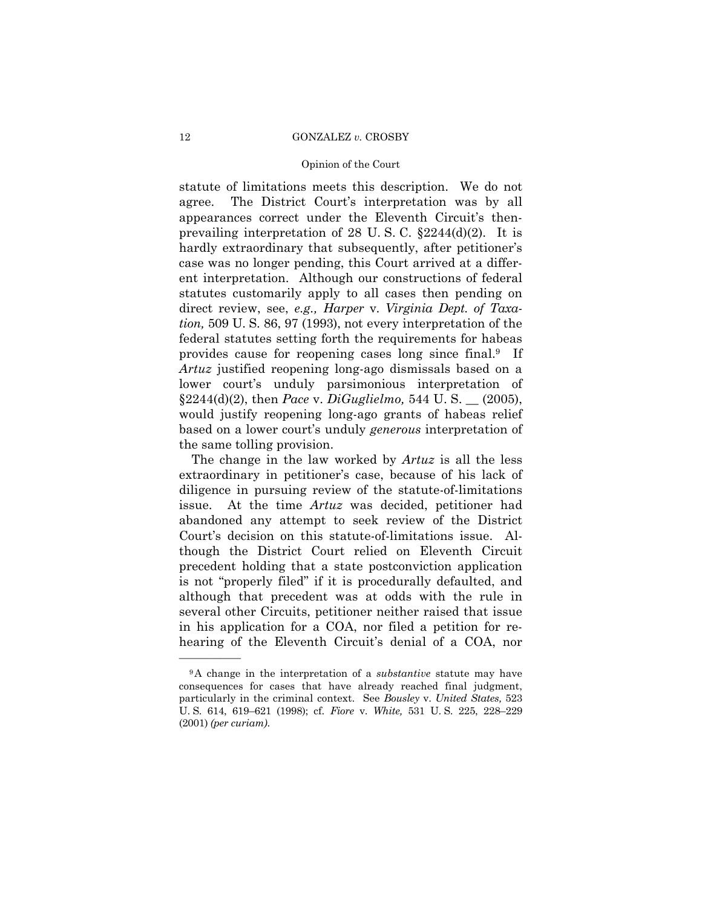statute of limitations meets this description. We do not agree. The District Court's interpretation was by all appearances correct under the Eleventh Circuit's then-prevailing interpretation of 28 U. S. C. §2244(d)(2). It is hardly extraordinary that subsequently, after petitioner's case was no longer pending, this Court arrived at a different interpretation. Although our constructions of federal statutes customarily apply to all cases then pending on direct review, see, *e.g., Harper* v. *Virginia Dept. of Taxation,* 509 U. S. 86, 97 (1993), not every interpretation of the federal statutes setting forth the requirements for habeas provides cause for reopening cases long since final.[9] If *Artuz* justified reopening long-ago dismissals based on a lower court's unduly parsimonious interpretation of §2244(d)(2), then *Pace* v. *DiGuglielmo,* 544 U. S. __ (2005), would justify reopening long-ago grants of habeas relief based on a lower court's unduly *generous* interpretation of the same tolling provision.

The change in the law worked by *Artuz* is all the less extraordinary in petitioner's case, because of his lack of diligence in pursuing review of the statute-of-limitations issue. At the time *Artuz* was decided, petitioner had abandoned any attempt to seek review of the District Court's decision on this statute-of-limitations issue. Although the District Court relied on Eleventh Circuit precedent holding that a state postconviction application is not "properly filed" if it is procedurally defaulted, and although that precedent was at odds with the rule in several other Circuits, petitioner neither raised that issue in his application for a COA, nor filed a petition for rehearing of the Eleventh Circuit's denial of a COA, nor

---

[9] A change in the interpretation of a *substantive* statute may have consequences for cases that have already reached final judgment, particularly in the criminal context. See *Bousley* v. *United States,* 523 U. S. 614, 619–621 (1998); cf. *Fiore* v. *White,* 531 U. S. 225, 228–229 (2001) *(per curiam).*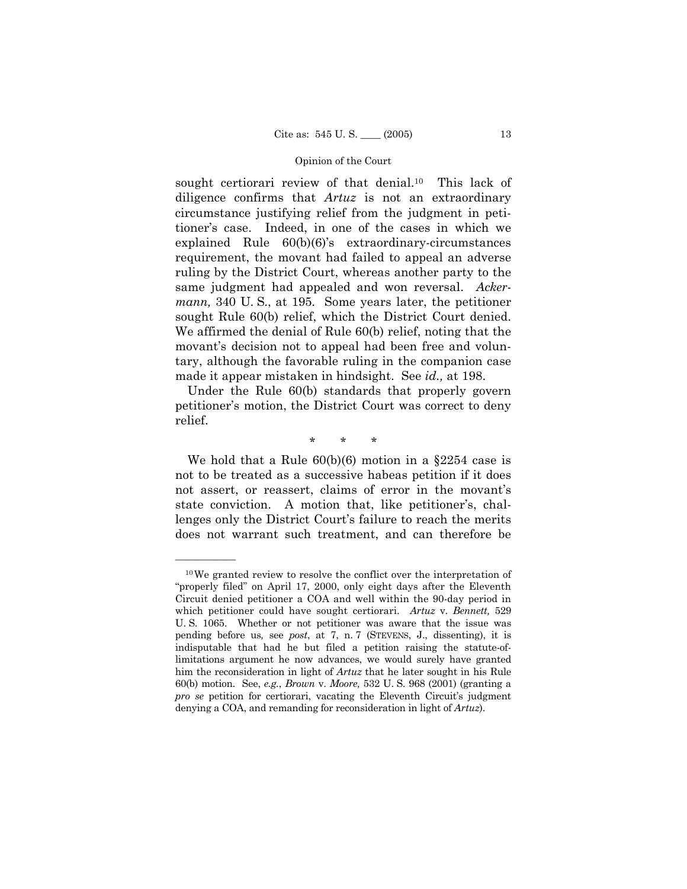sought certiorari review of that denial.[10] This lack of diligence confirms that *Artuz* is not an extraordinary circumstance justifying relief from the judgment in petitioner's case. Indeed, in one of the cases in which we explained Rule 60(b)(6)'s extraordinary-circumstances requirement, the movant had failed to appeal an adverse ruling by the District Court, whereas another party to the same judgment had appealed and won reversal. *Ackermann,* 340 U. S., at 195. Some years later, the petitioner sought Rule 60(b) relief, which the District Court denied. We affirmed the denial of Rule 60(b) relief, noting that the movant's decision not to appeal had been free and voluntary, although the favorable ruling in the companion case made it appear mistaken in hindsight. See *id.,* at 198.

Under the Rule 60(b) standards that properly govern petitioner's motion, the District Court was correct to deny relief.

\* \* \*

We hold that a Rule 60(b)(6) motion in a §2254 case is not to be treated as a successive habeas petition if it does not assert, or reassert, claims of error in the movant's state conviction. A motion that, like petitioner's, challenges only the District Court's failure to reach the merits does not warrant such treatment, and can therefore be

---

[10] We granted review to resolve the conflict over the interpretation of "properly filed" on April 17, 2000, only eight days after the Eleventh Circuit denied petitioner a COA and well within the 90-day period in which petitioner could have sought certiorari. *Artuz* v. *Bennett,* 529 U. S. 1065. Whether or not petitioner was aware that the issue was pending before us, see *post*, at 7, n. 7 (STEVENS, J., dissenting), it is indisputable that had he but filed a petition raising the statute-of-limitations argument he now advances, we would surely have granted him the reconsideration in light of *Artuz* that he later sought in his Rule 60(b) motion. See, *e.g.*, *Brown* v. *Moore,* 532 U. S. 968 (2001) (granting a *pro se* petition for certiorari, vacating the Eleventh Circuit's judgment denying a COA, and remanding for reconsideration in light of *Artuz*).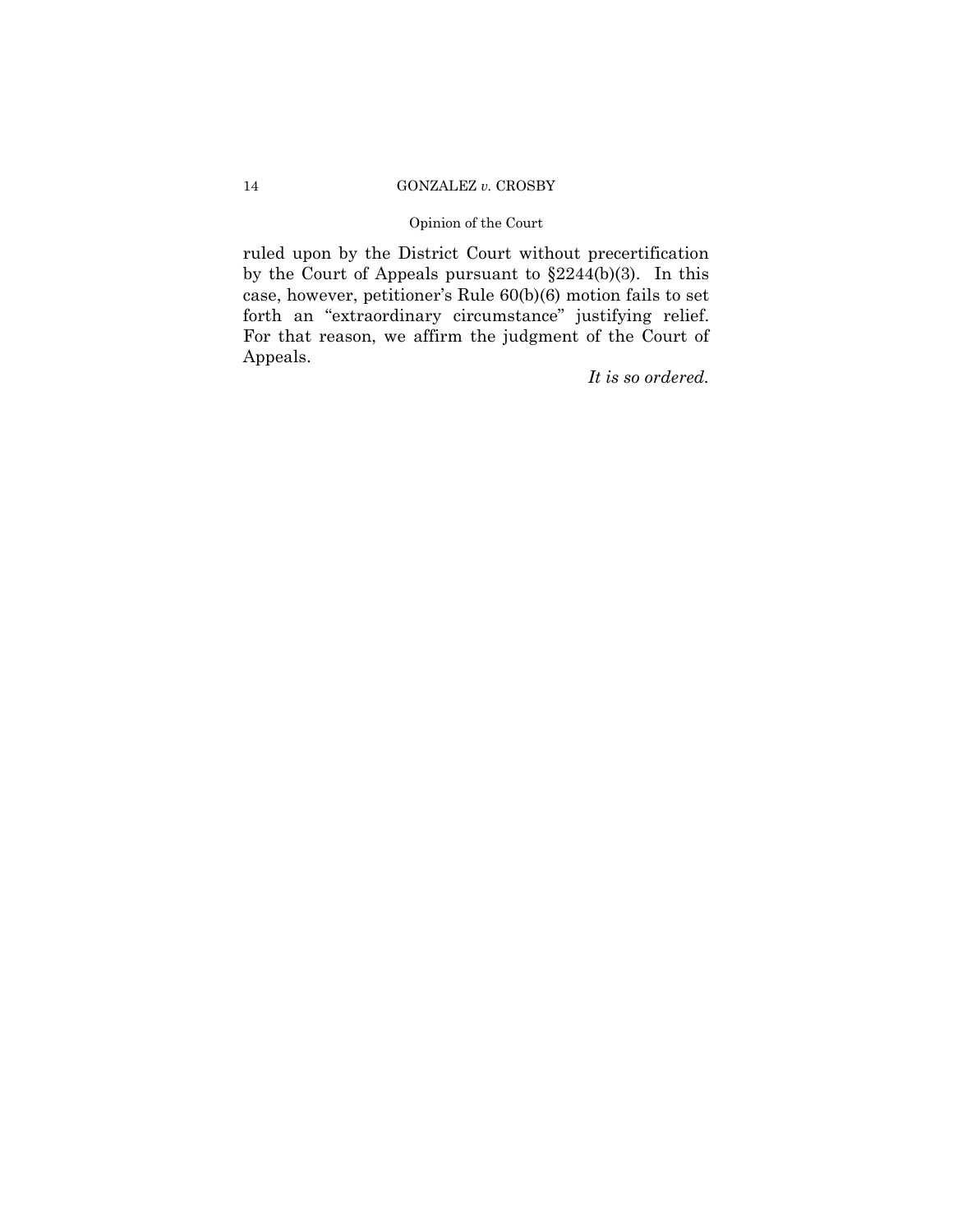ruled upon by the District Court without precertification by the Court of Appeals pursuant to §2244(b)(3). In this case, however, petitioner's Rule 60(b)(6) motion fails to set forth an "extraordinary circumstance" justifying relief. For that reason, we affirm the judgment of the Court of Appeals.

*It is so ordered.*